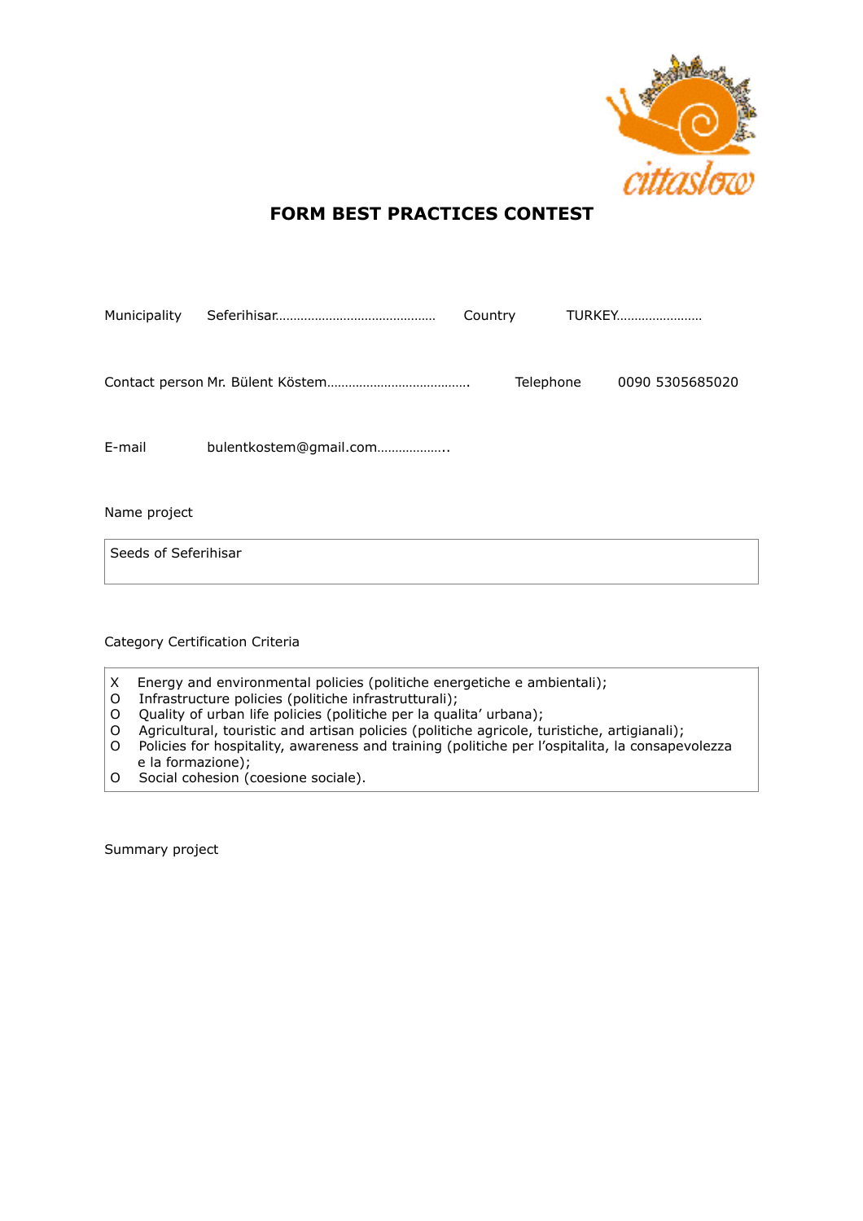# FORM BEST PRACTICES CONTEST

Municipality Seferihisar……………………………………… Country TURKEY……………………

Contact person Mr. Bülent Köstem…………………………………. Telephone 0090 5305685020

E-mail bulentkostem@gmail.com………………..

Name project

Seeds of Seferihisar

Category Certification Criteria

X Energy and environmental policies (politiche energetiche e ambientali);
O Infrastructure policies (politiche infrastrutturali);
O Quality of urban life policies (politiche per la qualita' urbana);
O Agricultural, touristic and artisan policies (politiche agricole, turistiche, artigianali);
O Policies for hospitality, awareness and training (politiche per l'ospitalita, la consapevolezza e la formazione);
O Social cohesion (coesione sociale).

Summary project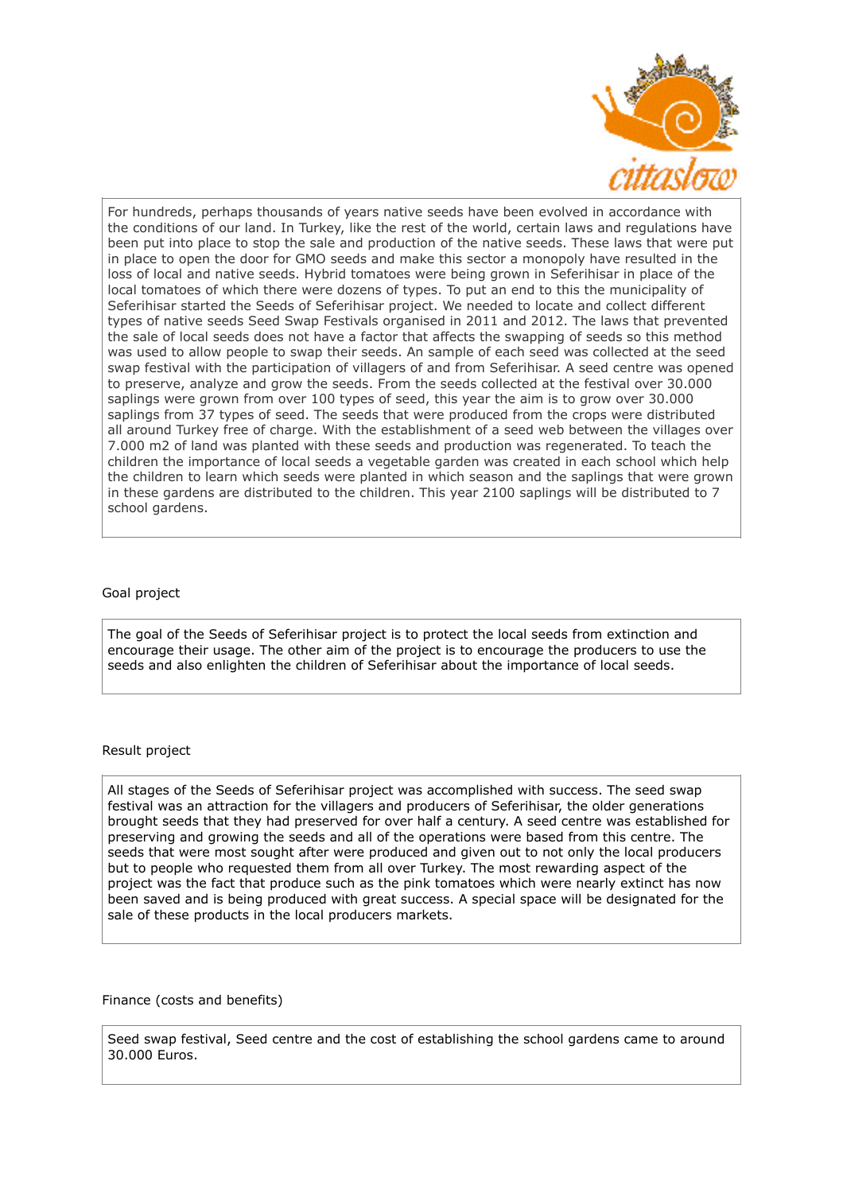For hundreds, perhaps thousands of years native seeds have been evolved in accordance with the conditions of our land. In Turkey, like the rest of the world, certain laws and regulations have been put into place to stop the sale and production of the native seeds. These laws that were put in place to open the door for GMO seeds and make this sector a monopoly have resulted in the loss of local and native seeds. Hybrid tomatoes were being grown in Seferihisar in place of the local tomatoes of which there were dozens of types. To put an end to this the municipality of Seferihisar started the Seeds of Seferihisar project. We needed to locate and collect different types of native seeds Seed Swap Festivals organised in 2011 and 2012. The laws that prevented the sale of local seeds does not have a factor that affects the swapping of seeds so this method was used to allow people to swap their seeds. An sample of each seed was collected at the seed swap festival with the participation of villagers of and from Seferihisar. A seed centre was opened to preserve, analyze and grow the seeds. From the seeds collected at the festival over 30.000 saplings were grown from over 100 types of seed, this year the aim is to grow over 30.000 saplings from 37 types of seed. The seeds that were produced from the crops were distributed all around Turkey free of charge. With the establishment of a seed web between the villages over 7.000 m2 of land was planted with these seeds and production was regenerated. To teach the children the importance of local seeds a vegetable garden was created in each school which help the children to learn which seeds were planted in which season and the saplings that were grown in these gardens are distributed to the children. This year 2100 saplings will be distributed to 7 school gardens.

## Goal project

The goal of the Seeds of Seferihisar project is to protect the local seeds from extinction and encourage their usage. The other aim of the project is to encourage the producers to use the seeds and also enlighten the children of Seferihisar about the importance of local seeds.

## Result project

All stages of the Seeds of Seferihisar project was accomplished with success. The seed swap festival was an attraction for the villagers and producers of Seferihisar, the older generations brought seeds that they had preserved for over half a century. A seed centre was established for preserving and growing the seeds and all of the operations were based from this centre. The seeds that were most sought after were produced and given out to not only the local producers but to people who requested them from all over Turkey. The most rewarding aspect of the project was the fact that produce such as the pink tomatoes which were nearly extinct has now been saved and is being produced with great success. A special space will be designated for the sale of these products in the local producers markets.

## Finance (costs and benefits)

Seed swap festival, Seed centre and the cost of establishing the school gardens came to around 30.000 Euros.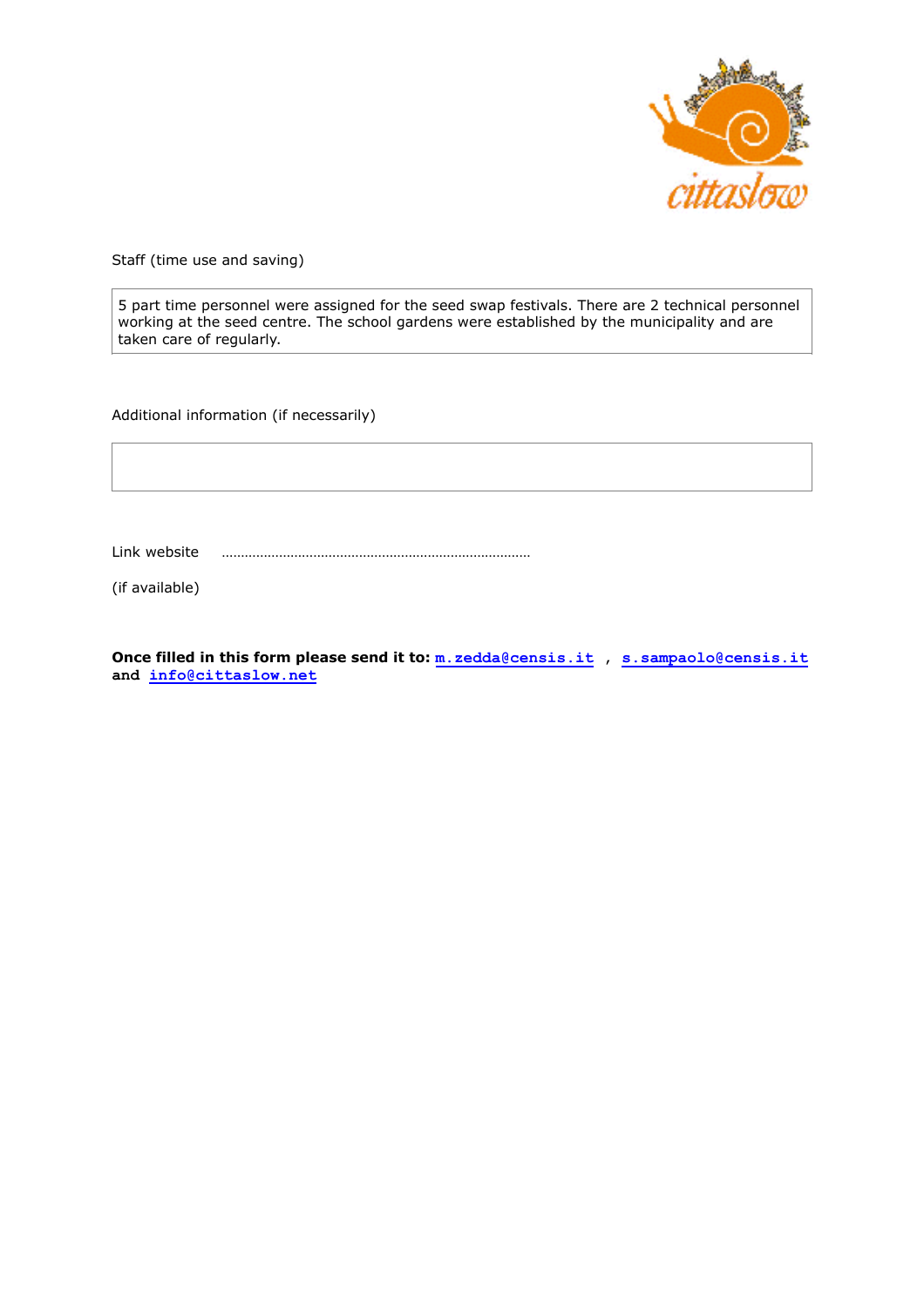Staff (time use and saving)

| |
|---|
| 5 part time personnel were assigned for the seed swap festivals. There are 2 technical personnel working at the seed centre. The school gardens were established by the municipality and are taken care of regularly. |

Additional information (if necessarily)

| |
|---|
| |

Link website ………………………………………………………………………

(if available)

**Once filled in this form please send it to: m.zedda@censis.it , s.sampaolo@censis.it and info@cittaslow.net**